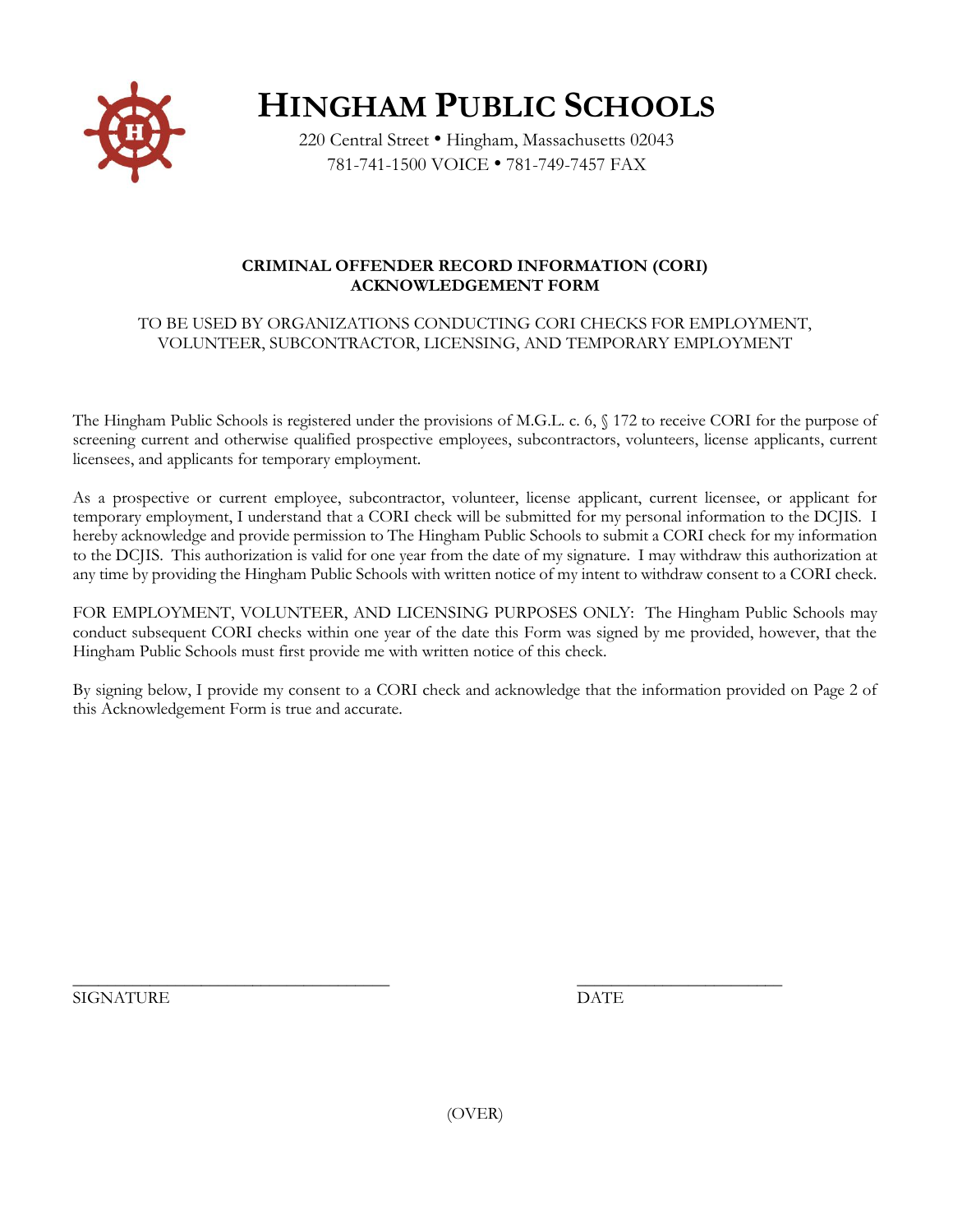# HINGHAM PUBLIC SCHOOLS

220 Central Street • Hingham, Massachusetts 02043
781-741-1500 VOICE • 781-749-7457 FAX

**CRIMINAL OFFENDER RECORD INFORMATION (CORI)**
**ACKNOWLEDGEMENT FORM**

TO BE USED BY ORGANIZATIONS CONDUCTING CORI CHECKS FOR EMPLOYMENT, VOLUNTEER, SUBCONTRACTOR, LICENSING, AND TEMPORARY EMPLOYMENT

The Hingham Public Schools is registered under the provisions of M.G.L. c. 6, § 172 to receive CORI for the purpose of screening current and otherwise qualified prospective employees, subcontractors, volunteers, license applicants, current licensees, and applicants for temporary employment.

As a prospective or current employee, subcontractor, volunteer, license applicant, current licensee, or applicant for temporary employment, I understand that a CORI check will be submitted for my personal information to the DCJIS. I hereby acknowledge and provide permission to The Hingham Public Schools to submit a CORI check for my information to the DCJIS. This authorization is valid for one year from the date of my signature. I may withdraw this authorization at any time by providing the Hingham Public Schools with written notice of my intent to withdraw consent to a CORI check.

FOR EMPLOYMENT, VOLUNTEER, AND LICENSING PURPOSES ONLY: The Hingham Public Schools may conduct subsequent CORI checks within one year of the date this Form was signed by me provided, however, that the Hingham Public Schools must first provide me with written notice of this check.

By signing below, I provide my consent to a CORI check and acknowledge that the information provided on Page 2 of this Acknowledgement Form is true and accurate.

\_\_\_\_\_\_\_\_\_\_\_\_\_\_\_\_\_\_\_\_\_\_\_\_\_\_\_\_\_\_\_\_\_\_\_\_ \_\_\_\_\_\_\_\_\_\_\_\_\_\_\_\_\_\_\_\_\_\_\_\_
SIGNATURE DATE

(OVER)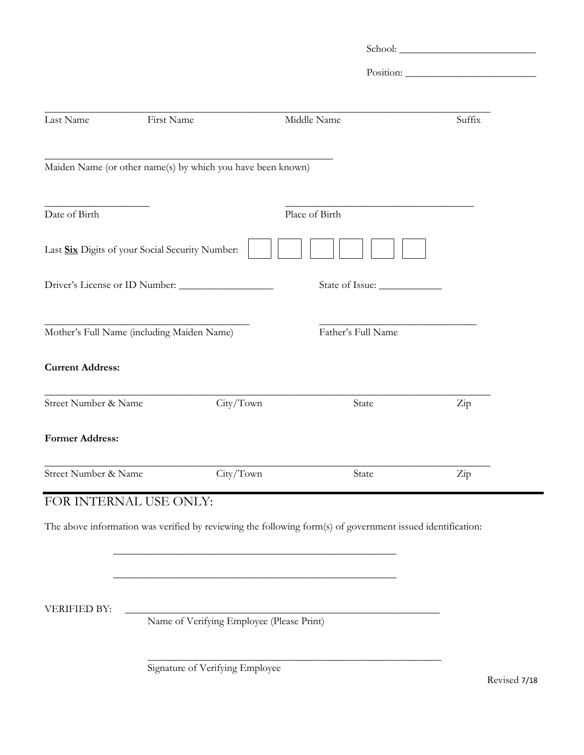School: \_\_\_\_\_\_\_\_\_\_\_\_\_\_\_\_\_\_\_\_\_\_\_\_\_\_

Position: \_\_\_\_\_\_\_\_\_\_\_\_\_\_\_\_\_\_\_\_\_\_\_\_\_\_

\_\_\_\_\_\_\_\_\_\_\_\_\_\_\_\_\_\_\_\_\_\_\_\_\_\_\_\_\_\_\_\_\_\_\_\_\_\_\_\_\_\_\_\_\_\_\_\_\_\_\_\_\_\_\_\_\_\_\_\_\_\_\_\_\_\_\_\_\_\_\_\_\_\_\_\_\_\_\_\_

Last Name First Name Middle Name Suffix

\_\_\_\_\_\_\_\_\_\_\_\_\_\_\_\_\_\_\_\_\_\_\_\_\_\_\_\_\_\_\_\_\_\_\_\_\_\_\_\_\_\_\_\_\_\_\_\_\_\_\_\_

Maiden Name (or other name(s) by which you have been known)

\_\_\_\_\_\_\_\_\_\_\_\_\_\_\_\_\_\_\_ \_\_\_\_\_\_\_\_\_\_\_\_\_\_\_\_\_\_\_\_\_\_\_\_\_\_\_\_\_\_\_\_\_\_

Date of Birth Place of Birth

Last **Six** Digits of your Social Security Number: ☐ ☐ ☐ ☐ ☐ ☐

Driver's License or ID Number: \_\_\_\_\_\_\_\_\_\_\_\_\_\_\_\_\_\_ State of Issue: \_\_\_\_\_\_\_\_\_\_\_\_

\_\_\_\_\_\_\_\_\_\_\_\_\_\_\_\_\_\_\_\_\_\_\_\_\_\_\_\_\_\_\_\_\_\_\_\_\_ \_\_\_\_\_\_\_\_\_\_\_\_\_\_\_\_\_\_\_\_\_\_\_\_\_\_\_\_\_

Mother's Full Name (including Maiden Name) Father's Full Name

**Current Address:**

\_\_\_\_\_\_\_\_\_\_\_\_\_\_\_\_\_\_\_\_\_\_\_\_\_\_\_\_\_\_\_\_\_\_\_\_\_\_\_\_\_\_\_\_\_\_\_\_\_\_\_\_\_\_\_\_\_\_\_\_\_\_\_\_\_\_\_\_\_\_\_\_\_\_\_\_\_\_\_\_

Street Number & Name City/Town State Zip

**Former Address:**

\_\_\_\_\_\_\_\_\_\_\_\_\_\_\_\_\_\_\_\_\_\_\_\_\_\_\_\_\_\_\_\_\_\_\_\_\_\_\_\_\_\_\_\_\_\_\_\_\_\_\_\_\_\_\_\_\_\_\_\_\_\_\_\_\_\_\_\_\_\_\_\_\_\_\_\_\_\_\_\_

Street Number & Name City/Town State Zip

---

## FOR INTERNAL USE ONLY:

The above information was verified by reviewing the following form(s) of government issued identification:

\_\_\_\_\_\_\_\_\_\_\_\_\_\_\_\_\_\_\_\_\_\_\_\_\_\_\_\_\_\_\_\_\_\_\_\_\_\_\_\_\_\_\_\_\_\_\_\_\_\_\_

\_\_\_\_\_\_\_\_\_\_\_\_\_\_\_\_\_\_\_\_\_\_\_\_\_\_\_\_\_\_\_\_\_\_\_\_\_\_\_\_\_\_\_\_\_\_\_\_\_\_\_

VERIFIED BY: \_\_\_\_\_\_\_\_\_\_\_\_\_\_\_\_\_\_\_\_\_\_\_\_\_\_\_\_\_\_\_\_\_\_\_\_\_\_\_\_\_\_\_\_\_\_\_\_\_\_\_\_\_\_\_

Name of Verifying Employee (Please Print)

\_\_\_\_\_\_\_\_\_\_\_\_\_\_\_\_\_\_\_\_\_\_\_\_\_\_\_\_\_\_\_\_\_\_\_\_\_\_\_\_\_\_\_\_\_\_\_\_\_\_\_\_\_\_\_

Signature of Verifying Employee

Revised 7/18